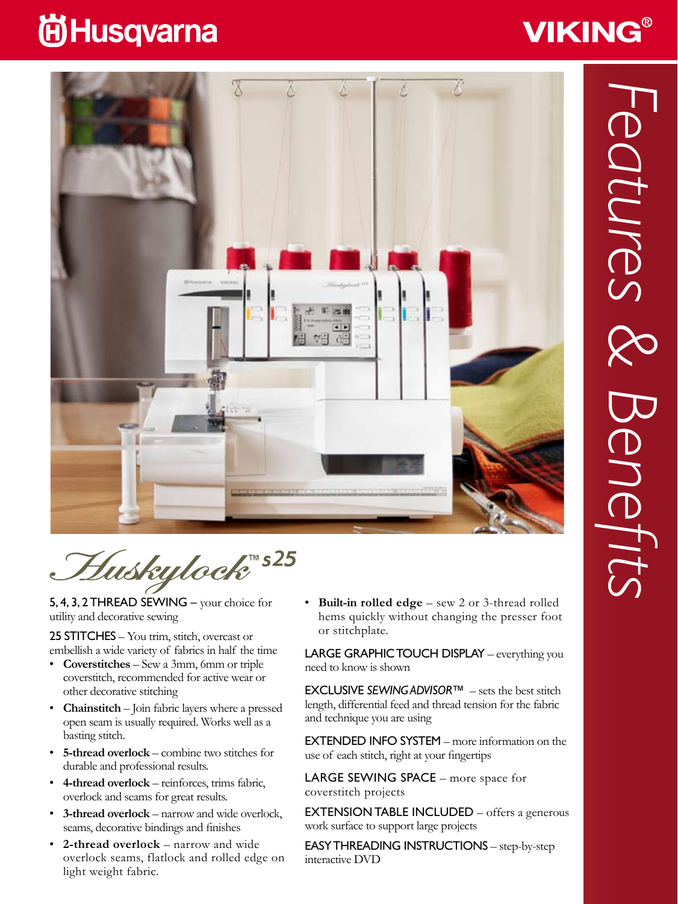Husqvarna VIKING®

# Features & Benefits

## Huskylock™ s25

**5, 4, 3, 2 THREAD SEWING** – your choice for utility and decorative sewing

**25 STITCHES** – You trim, stitch, overcast or embellish a wide variety of fabrics in half the time

- **Coverstitches** – Sew a 3mm, 6mm or triple coverstitch, recommended for active wear or other decorative stitching
- **Chainstitch** – Join fabric layers where a pressed open seam is usually required. Works well as a basting stitch.
- **5-thread overlock** – combine two stitches for durable and professional results.
- **4-thread overlock** – reinforces, trims fabric, overlock and seams for great results.
- **3-thread overlock** – narrow and wide overlock, seams, decorative bindings and finishes
- **2-thread overlock** – narrow and wide overlock seams, flatlock and rolled edge on light weight fabric.
- **Built-in rolled edge** – sew 2 or 3-thread rolled hems quickly without changing the presser foot or stitchplate.

**LARGE GRAPHIC TOUCH DISPLAY** – everything you need to know is shown

**EXCLUSIVE *SEWING ADVISOR*™** – sets the best stitch length, differential feed and thread tension for the fabric and technique you are using

**EXTENDED INFO SYSTEM** – more information on the use of each stitch, right at your fingertips

**LARGE SEWING SPACE** – more space for coverstitch projects

**EXTENSION TABLE INCLUDED** – offers a generous work surface to support large projects

**EASY THREADING INSTRUCTIONS** – step-by-step interactive DVD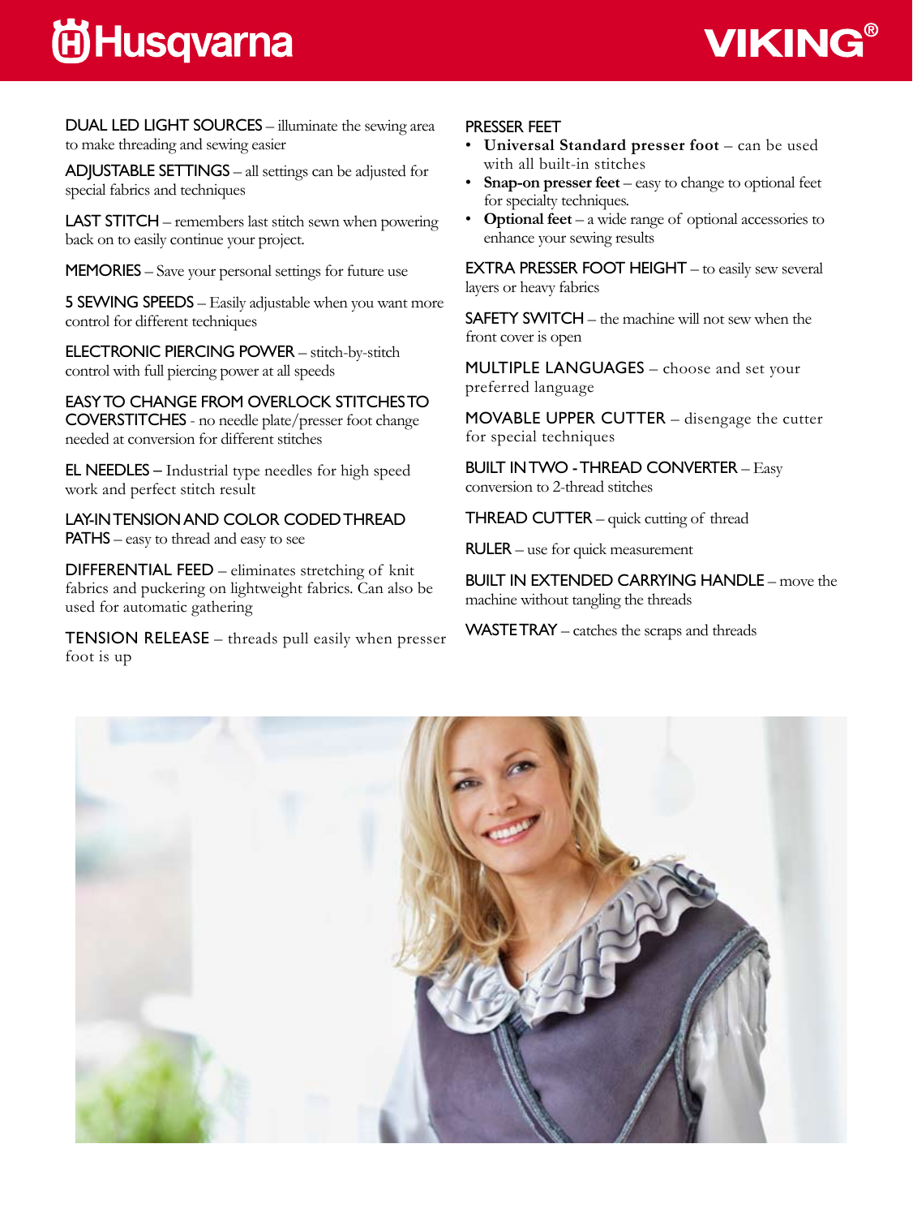**DUAL LED LIGHT SOURCES** – illuminate the sewing area to make threading and sewing easier

**ADJUSTABLE SETTINGS** – all settings can be adjusted for special fabrics and techniques

**LAST STITCH** – remembers last stitch sewn when powering back on to easily continue your project.

**MEMORIES** – Save your personal settings for future use

**5 SEWING SPEEDS** – Easily adjustable when you want more control for different techniques

**ELECTRONIC PIERCING POWER** – stitch-by-stitch control with full piercing power at all speeds

**EASY TO CHANGE FROM OVERLOCK STITCHES TO COVERSTITCHES** - no needle plate/presser foot change needed at conversion for different stitches

**EL NEEDLES** – Industrial type needles for high speed work and perfect stitch result

**LAY-IN TENSION AND COLOR CODED THREAD PATHS** – easy to thread and easy to see

**DIFFERENTIAL FEED** – eliminates stretching of knit fabrics and puckering on lightweight fabrics. Can also be used for automatic gathering

**TENSION RELEASE** – threads pull easily when presser foot is up

**PRESSER FEET**

- **Universal Standard presser foot** – can be used with all built-in stitches
- **Snap-on presser feet** – easy to change to optional feet for specialty techniques.
- **Optional feet** – a wide range of optional accessories to enhance your sewing results

**EXTRA PRESSER FOOT HEIGHT** – to easily sew several layers or heavy fabrics

**SAFETY SWITCH** – the machine will not sew when the front cover is open

**MULTIPLE LANGUAGES** – choose and set your preferred language

**MOVABLE UPPER CUTTER** – disengage the cutter for special techniques

**BUILT IN TWO - THREAD CONVERTER** – Easy conversion to 2-thread stitches

**THREAD CUTTER** – quick cutting of thread

**RULER** – use for quick measurement

**BUILT IN EXTENDED CARRYING HANDLE** – move the machine without tangling the threads

**WASTE TRAY** – catches the scraps and threads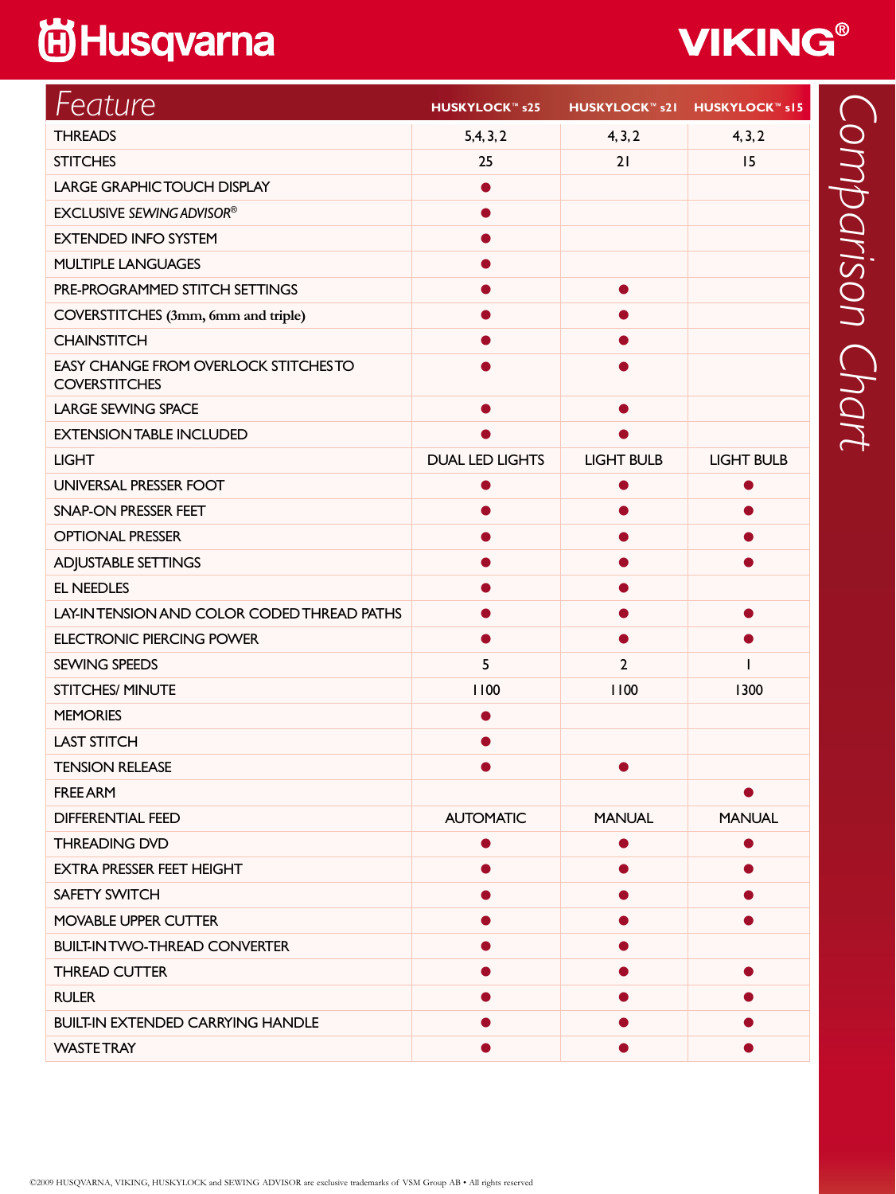Husqvarna VIKING®

# Comparison Chart

| Feature | HUSKYLOCK™ s25 | HUSKYLOCK™ s21 | HUSKYLOCK™ s15 |
|---|---|---|---|
| THREADS | 5,4, 3, 2 | 4, 3, 2 | 4, 3, 2 |
| STITCHES | 25 | 21 | 15 |
| LARGE GRAPHIC TOUCH DISPLAY | ● | | |
| EXCLUSIVE *SEWING ADVISOR*® | ● | | |
| EXTENDED INFO SYSTEM | ● | | |
| MULTIPLE LANGUAGES | ● | | |
| PRE-PROGRAMMED STITCH SETTINGS | ● | ● | |
| COVERSTITCHES (3mm, 6mm and triple) | ● | ● | |
| CHAINSTITCH | ● | ● | |
| EASY CHANGE FROM OVERLOCK STITCHES TO COVERSTITCHES | ● | ● | |
| LARGE SEWING SPACE | ● | ● | |
| EXTENSION TABLE INCLUDED | ● | ● | |
| LIGHT | DUAL LED LIGHTS | LIGHT BULB | LIGHT BULB |
| UNIVERSAL PRESSER FOOT | ● | ● | ● |
| SNAP-ON PRESSER FEET | ● | ● | ● |
| OPTIONAL PRESSER | ● | ● | ● |
| ADJUSTABLE SETTINGS | ● | ● | ● |
| EL NEEDLES | ● | ● | |
| LAY-IN TENSION AND COLOR CODED THREAD PATHS | ● | ● | ● |
| ELECTRONIC PIERCING POWER | ● | ● | ● |
| SEWING SPEEDS | 5 | 2 | 1 |
| STITCHES/ MINUTE | 1100 | 1100 | 1300 |
| MEMORIES | ● | | |
| LAST STITCH | ● | | |
| TENSION RELEASE | ● | ● | |
| FREE ARM | | | ● |
| DIFFERENTIAL FEED | AUTOMATIC | MANUAL | MANUAL |
| THREADING DVD | ● | ● | ● |
| EXTRA PRESSER FEET HEIGHT | ● | ● | ● |
| SAFETY SWITCH | ● | ● | ● |
| MOVABLE UPPER CUTTER | ● | ● | ● |
| BUILT-IN TWO-THREAD CONVERTER | ● | ● | |
| THREAD CUTTER | ● | ● | ● |
| RULER | ● | ● | ● |
| BUILT-IN EXTENDED CARRYING HANDLE | ● | ● | ● |
| WASTE TRAY | ● | ● | ● |

©2009 HUSQVARNA, VIKING, HUSKYLOCK and SEWING ADVISOR are exclusive trademarks of VSM Group AB • All rights reserved